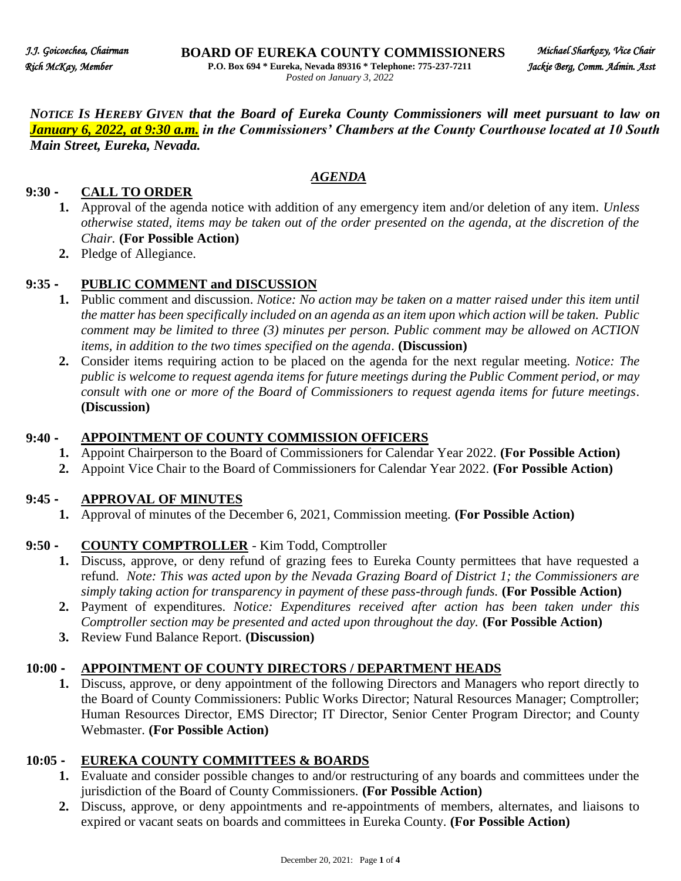*J.J. Goicoechea, Chairman* | **BOARD OF EUREKA COUNTY COMMISSIONERS** | *Michael Sharkozy, Vice Chair*
*Rich McKay, Member* | **P.O. Box 694 * Eureka, Nevada 89316 * Telephone: 775-237-7211** | *Jackie Berg, Comm. Admin. Asst*

*Posted on January 3, 2022*

***NOTICE IS HEREBY GIVEN that the Board of Eureka County Commissioners will meet pursuant to law on <u>January 6, 2022, at 9:30 a.m.</u> in the Commissioners' Chambers at the County Courthouse located at 10 South Main Street, Eureka, Nevada.***

## *AGENDA*

### 9:30 - CALL TO ORDER

1. Approval of the agenda notice with addition of any emergency item and/or deletion of any item. *Unless otherwise stated, items may be taken out of the order presented on the agenda, at the discretion of the Chair.* **(For Possible Action)**
2. Pledge of Allegiance.

### 9:35 - PUBLIC COMMENT and DISCUSSION

1. Public comment and discussion. *Notice: No action may be taken on a matter raised under this item until the matter has been specifically included on an agenda as an item upon which action will be taken. Public comment may be limited to three (3) minutes per person. Public comment may be allowed on ACTION items, in addition to the two times specified on the agenda*. **(Discussion)**
2. Consider items requiring action to be placed on the agenda for the next regular meeting. *Notice: The public is welcome to request agenda items for future meetings during the Public Comment period, or may consult with one or more of the Board of Commissioners to request agenda items for future meetings*. **(Discussion)**

### 9:40 - APPOINTMENT OF COUNTY COMMISSION OFFICERS

1. Appoint Chairperson to the Board of Commissioners for Calendar Year 2022. **(For Possible Action)**
2. Appoint Vice Chair to the Board of Commissioners for Calendar Year 2022. **(For Possible Action)**

### 9:45 - APPROVAL OF MINUTES

1. Approval of minutes of the December 6, 2021, Commission meeting. **(For Possible Action)**

### 9:50 - COUNTY COMPTROLLER - Kim Todd, Comptroller

1. Discuss, approve, or deny refund of grazing fees to Eureka County permittees that have requested a refund. *Note: This was acted upon by the Nevada Grazing Board of District 1; the Commissioners are simply taking action for transparency in payment of these pass-through funds.* **(For Possible Action)**
2. Payment of expenditures. *Notice: Expenditures received after action has been taken under this Comptroller section may be presented and acted upon throughout the day.* **(For Possible Action)**
3. Review Fund Balance Report. **(Discussion)**

### 10:00 - APPOINTMENT OF COUNTY DIRECTORS / DEPARTMENT HEADS

1. Discuss, approve, or deny appointment of the following Directors and Managers who report directly to the Board of County Commissioners: Public Works Director; Natural Resources Manager; Comptroller; Human Resources Director, EMS Director; IT Director, Senior Center Program Director; and County Webmaster. **(For Possible Action)**

### 10:05 - EUREKA COUNTY COMMITTEES & BOARDS

1. Evaluate and consider possible changes to and/or restructuring of any boards and committees under the jurisdiction of the Board of County Commissioners. **(For Possible Action)**
2. Discuss, approve, or deny appointments and re-appointments of members, alternates, and liaisons to expired or vacant seats on boards and committees in Eureka County. **(For Possible Action)**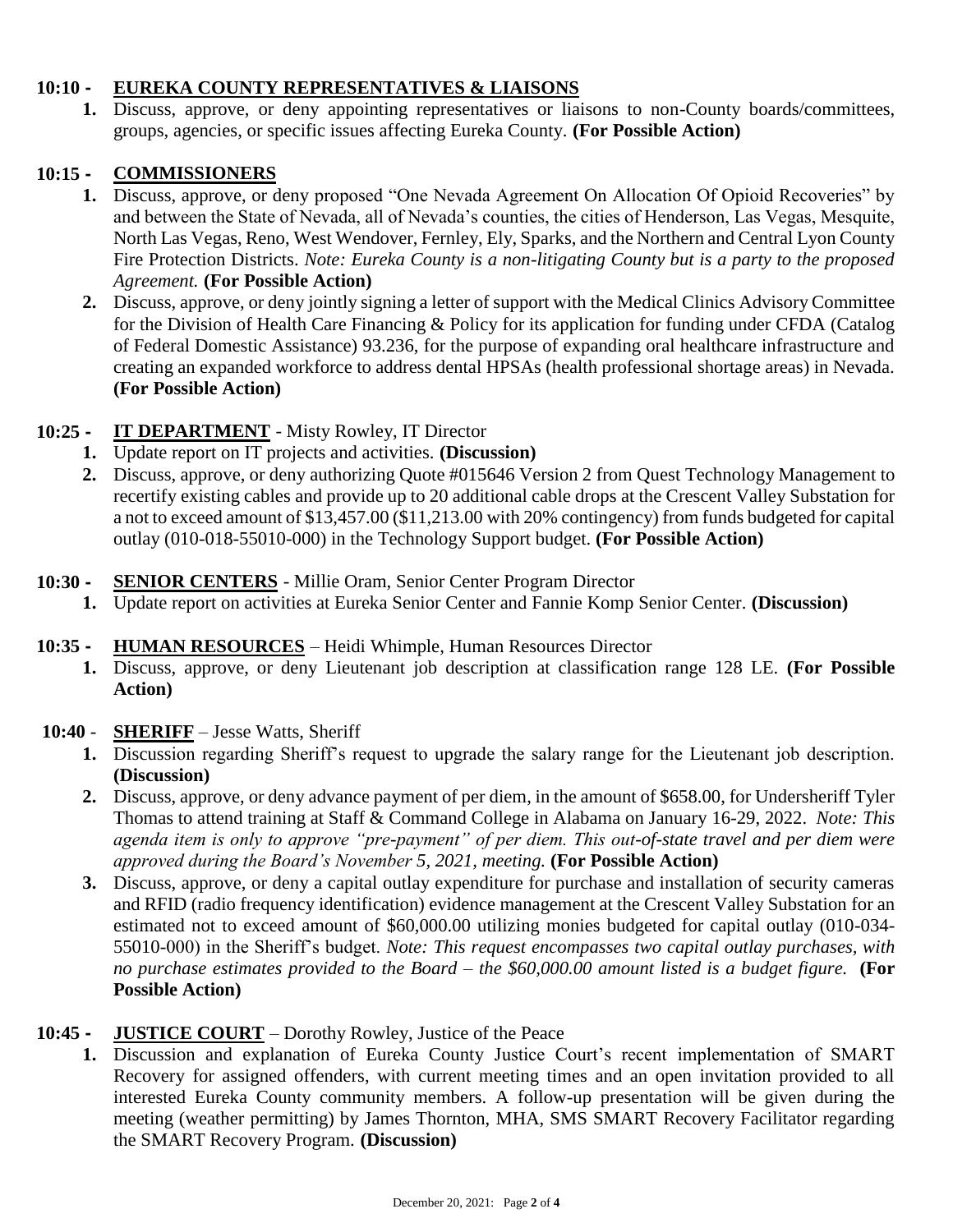**10:10 - EUREKA COUNTY REPRESENTATIVES & LIAISONS**

1. Discuss, approve, or deny appointing representatives or liaisons to non-County boards/committees, groups, agencies, or specific issues affecting Eureka County. **(For Possible Action)**

**10:15 - COMMISSIONERS**

1. Discuss, approve, or deny proposed "One Nevada Agreement On Allocation Of Opioid Recoveries" by and between the State of Nevada, all of Nevada's counties, the cities of Henderson, Las Vegas, Mesquite, North Las Vegas, Reno, West Wendover, Fernley, Ely, Sparks, and the Northern and Central Lyon County Fire Protection Districts. *Note: Eureka County is a non-litigating County but is a party to the proposed Agreement.* **(For Possible Action)**
2. Discuss, approve, or deny jointly signing a letter of support with the Medical Clinics Advisory Committee for the Division of Health Care Financing & Policy for its application for funding under CFDA (Catalog of Federal Domestic Assistance) 93.236, for the purpose of expanding oral healthcare infrastructure and creating an expanded workforce to address dental HPSAs (health professional shortage areas) in Nevada. **(For Possible Action)**

**10:25 - IT DEPARTMENT** - Misty Rowley, IT Director

1. Update report on IT projects and activities. **(Discussion)**
2. Discuss, approve, or deny authorizing Quote #015646 Version 2 from Quest Technology Management to recertify existing cables and provide up to 20 additional cable drops at the Crescent Valley Substation for a not to exceed amount of $13,457.00 ($11,213.00 with 20% contingency) from funds budgeted for capital outlay (010-018-55010-000) in the Technology Support budget. **(For Possible Action)**

**10:30 - SENIOR CENTERS** - Millie Oram, Senior Center Program Director

1. Update report on activities at Eureka Senior Center and Fannie Komp Senior Center. **(Discussion)**

**10:35 - HUMAN RESOURCES** – Heidi Whimple, Human Resources Director

1. Discuss, approve, or deny Lieutenant job description at classification range 128 LE. **(For Possible Action)**

**10:40 - SHERIFF** – Jesse Watts, Sheriff

1. Discussion regarding Sheriff's request to upgrade the salary range for the Lieutenant job description. **(Discussion)**
2. Discuss, approve, or deny advance payment of per diem, in the amount of $658.00, for Undersheriff Tyler Thomas to attend training at Staff & Command College in Alabama on January 16-29, 2022. *Note: This agenda item is only to approve "pre-payment" of per diem. This out-of-state travel and per diem were approved during the Board's November 5, 2021, meeting.* **(For Possible Action)**
3. Discuss, approve, or deny a capital outlay expenditure for purchase and installation of security cameras and RFID (radio frequency identification) evidence management at the Crescent Valley Substation for an estimated not to exceed amount of $60,000.00 utilizing monies budgeted for capital outlay (010-034-55010-000) in the Sheriff's budget. *Note: This request encompasses two capital outlay purchases, with no purchase estimates provided to the Board – the $60,000.00 amount listed is a budget figure.* **(For Possible Action)**

**10:45 - JUSTICE COURT** – Dorothy Rowley, Justice of the Peace

1. Discussion and explanation of Eureka County Justice Court's recent implementation of SMART Recovery for assigned offenders, with current meeting times and an open invitation provided to all interested Eureka County community members. A follow-up presentation will be given during the meeting (weather permitting) by James Thornton, MHA, SMS SMART Recovery Facilitator regarding the SMART Recovery Program. **(Discussion)**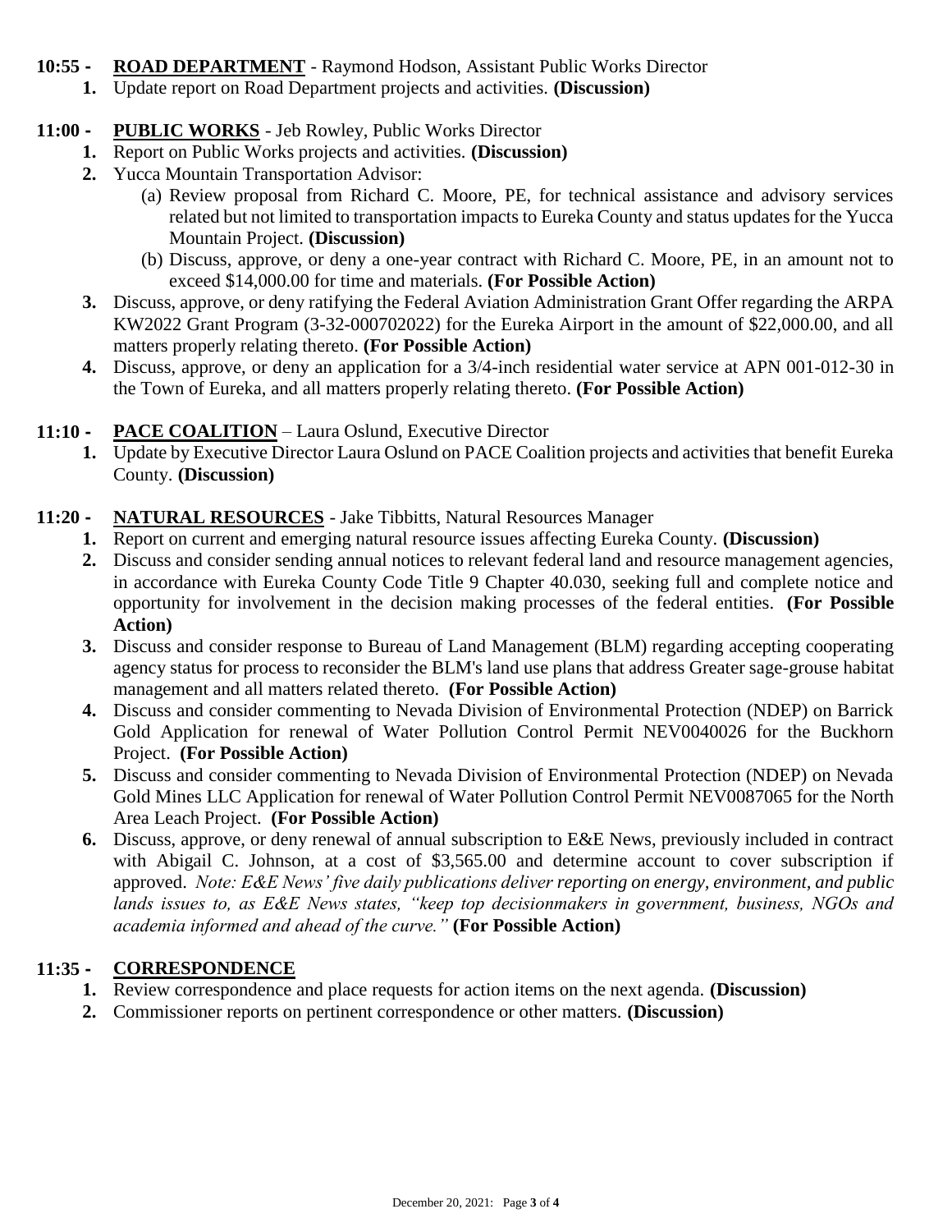**10:55 - ROAD DEPARTMENT** - Raymond Hodson, Assistant Public Works Director

1. Update report on Road Department projects and activities. **(Discussion)**

**11:00 - PUBLIC WORKS** - Jeb Rowley, Public Works Director

1. Report on Public Works projects and activities. **(Discussion)**
2. Yucca Mountain Transportation Advisor:
   (a) Review proposal from Richard C. Moore, PE, for technical assistance and advisory services related but not limited to transportation impacts to Eureka County and status updates for the Yucca Mountain Project. **(Discussion)**
   (b) Discuss, approve, or deny a one-year contract with Richard C. Moore, PE, in an amount not to exceed $14,000.00 for time and materials. **(For Possible Action)**
3. Discuss, approve, or deny ratifying the Federal Aviation Administration Grant Offer regarding the ARPA KW2022 Grant Program (3-32-000702022) for the Eureka Airport in the amount of $22,000.00, and all matters properly relating thereto. **(For Possible Action)**
4. Discuss, approve, or deny an application for a 3/4-inch residential water service at APN 001-012-30 in the Town of Eureka, and all matters properly relating thereto. **(For Possible Action)**

**11:10 - PACE COALITION** – Laura Oslund, Executive Director

1. Update by Executive Director Laura Oslund on PACE Coalition projects and activities that benefit Eureka County. **(Discussion)**

**11:20 - NATURAL RESOURCES** - Jake Tibbitts, Natural Resources Manager

1. Report on current and emerging natural resource issues affecting Eureka County. **(Discussion)**
2. Discuss and consider sending annual notices to relevant federal land and resource management agencies, in accordance with Eureka County Code Title 9 Chapter 40.030, seeking full and complete notice and opportunity for involvement in the decision making processes of the federal entities. **(For Possible Action)**
3. Discuss and consider response to Bureau of Land Management (BLM) regarding accepting cooperating agency status for process to reconsider the BLM's land use plans that address Greater sage-grouse habitat management and all matters related thereto. **(For Possible Action)**
4. Discuss and consider commenting to Nevada Division of Environmental Protection (NDEP) on Barrick Gold Application for renewal of Water Pollution Control Permit NEV0040026 for the Buckhorn Project. **(For Possible Action)**
5. Discuss and consider commenting to Nevada Division of Environmental Protection (NDEP) on Nevada Gold Mines LLC Application for renewal of Water Pollution Control Permit NEV0087065 for the North Area Leach Project. **(For Possible Action)**
6. Discuss, approve, or deny renewal of annual subscription to E&E News, previously included in contract with Abigail C. Johnson, at a cost of $3,565.00 and determine account to cover subscription if approved. *Note: E&E News' five daily publications deliver reporting on energy, environment, and public lands issues to, as E&E News states, "keep top decisionmakers in government, business, NGOs and academia informed and ahead of the curve."* **(For Possible Action)**

**11:35 - CORRESPONDENCE**

1. Review correspondence and place requests for action items on the next agenda. **(Discussion)**
2. Commissioner reports on pertinent correspondence or other matters. **(Discussion)**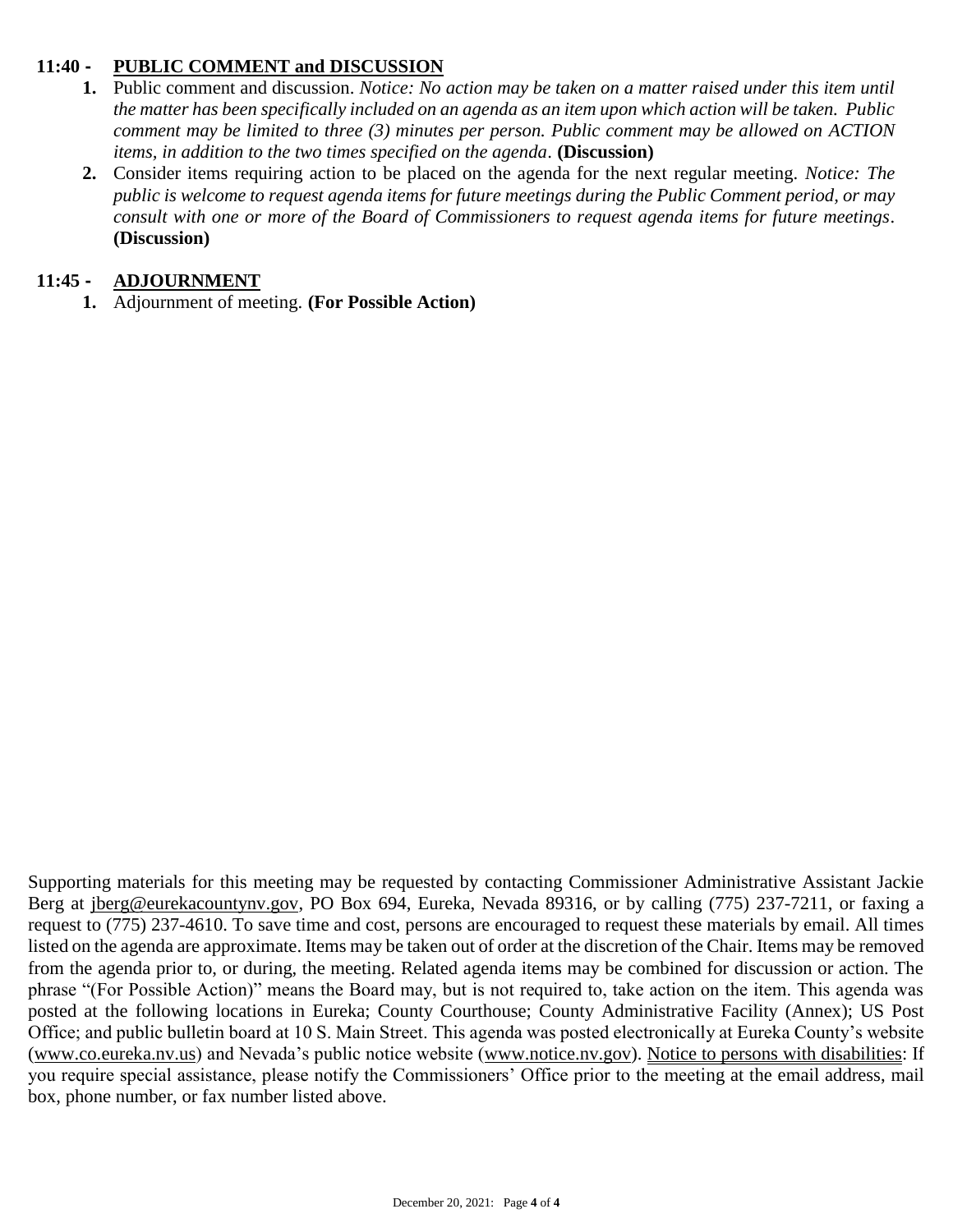**11:40 - PUBLIC COMMENT and DISCUSSION**

1. Public comment and discussion. *Notice: No action may be taken on a matter raised under this item until the matter has been specifically included on an agenda as an item upon which action will be taken. Public comment may be limited to three (3) minutes per person. Public comment may be allowed on ACTION items, in addition to the two times specified on the agenda*. **(Discussion)**
2. Consider items requiring action to be placed on the agenda for the next regular meeting. *Notice: The public is welcome to request agenda items for future meetings during the Public Comment period, or may consult with one or more of the Board of Commissioners to request agenda items for future meetings*. **(Discussion)**

**11:45 - ADJOURNMENT**

1. Adjournment of meeting. **(For Possible Action)**

Supporting materials for this meeting may be requested by contacting Commissioner Administrative Assistant Jackie Berg at jberg@eurekacountynv.gov, PO Box 694, Eureka, Nevada 89316, or by calling (775) 237-7211, or faxing a request to (775) 237-4610. To save time and cost, persons are encouraged to request these materials by email. All times listed on the agenda are approximate. Items may be taken out of order at the discretion of the Chair. Items may be removed from the agenda prior to, or during, the meeting. Related agenda items may be combined for discussion or action. The phrase "(For Possible Action)" means the Board may, but is not required to, take action on the item. This agenda was posted at the following locations in Eureka; County Courthouse; County Administrative Facility (Annex); US Post Office; and public bulletin board at 10 S. Main Street. This agenda was posted electronically at Eureka County's website (www.co.eureka.nv.us) and Nevada's public notice website (www.notice.nv.gov). Notice to persons with disabilities: If you require special assistance, please notify the Commissioners' Office prior to the meeting at the email address, mail box, phone number, or fax number listed above.